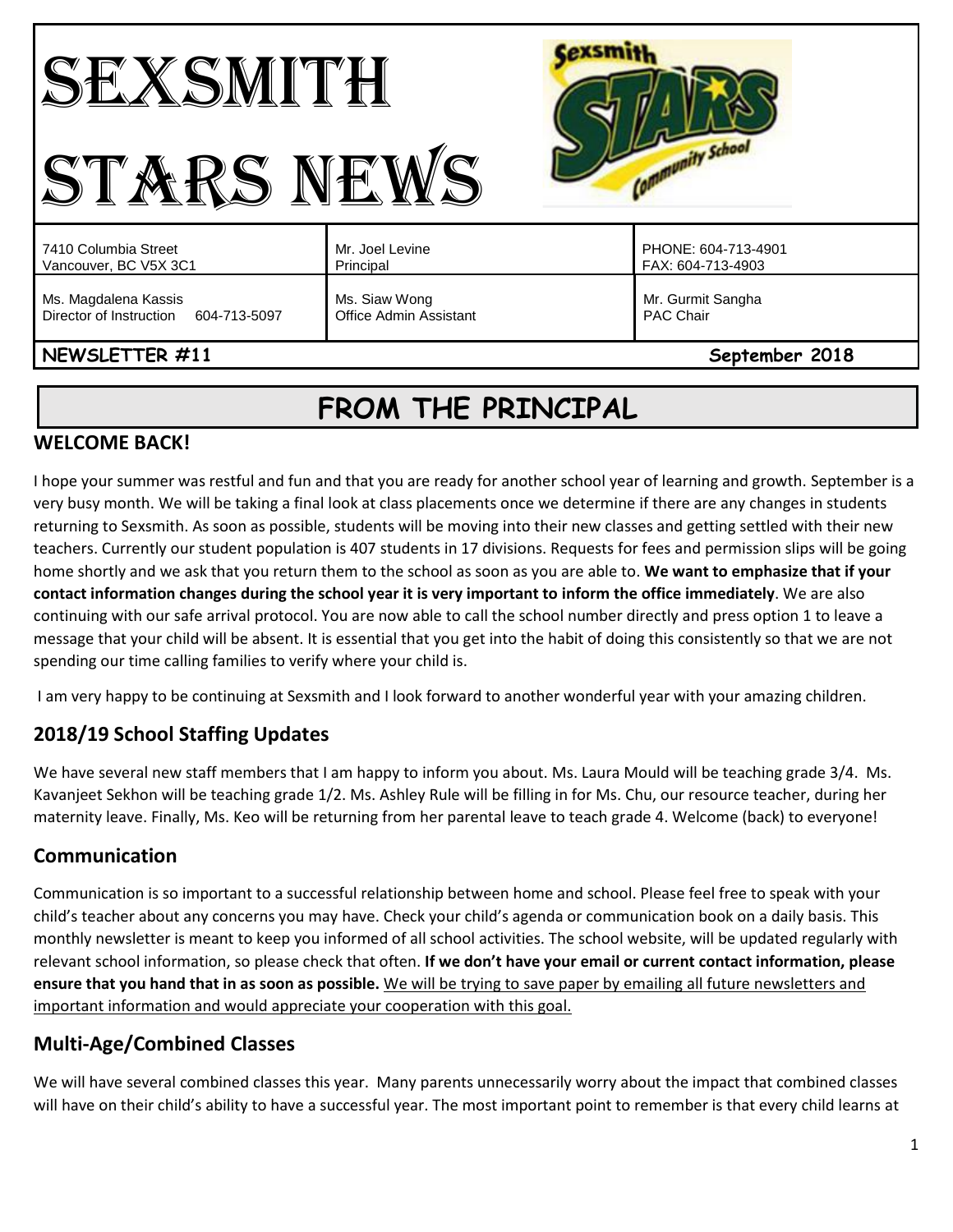# SEXSMITH STARS NEWS

| 7410 Columbia Street<br>Vancouver, BC V5X 3C1 | Mr. Joel Levine<br>Principal | PHONE: 604-713-4901<br>FAX: 604-713-4903 |
|---|---|---|
| Ms. Magdalena Kassis<br>Director of Instruction 604-713-5097 | Ms. Siaw Wong<br>Office Admin Assistant | Mr. Gurmit Sangha<br>PAC Chair |

**NEWSLETTER #11** **September 2018**

## FROM THE PRINCIPAL

### WELCOME BACK!

I hope your summer was restful and fun and that you are ready for another school year of learning and growth. September is a very busy month. We will be taking a final look at class placements once we determine if there are any changes in students returning to Sexsmith. As soon as possible, students will be moving into their new classes and getting settled with their new teachers. Currently our student population is 407 students in 17 divisions. Requests for fees and permission slips will be going home shortly and we ask that you return them to the school as soon as you are able to. **We want to emphasize that if your contact information changes during the school year it is very important to inform the office immediately**. We are also continuing with our safe arrival protocol. You are now able to call the school number directly and press option 1 to leave a message that your child will be absent. It is essential that you get into the habit of doing this consistently so that we are not spending our time calling families to verify where your child is.

I am very happy to be continuing at Sexsmith and I look forward to another wonderful year with your amazing children.

### 2018/19 School Staffing Updates

We have several new staff members that I am happy to inform you about. Ms. Laura Mould will be teaching grade 3/4. Ms. Kavanjeet Sekhon will be teaching grade 1/2. Ms. Ashley Rule will be filling in for Ms. Chu, our resource teacher, during her maternity leave. Finally, Ms. Keo will be returning from her parental leave to teach grade 4. Welcome (back) to everyone!

### Communication

Communication is so important to a successful relationship between home and school. Please feel free to speak with your child's teacher about any concerns you may have. Check your child's agenda or communication book on a daily basis. This monthly newsletter is meant to keep you informed of all school activities. The school website, will be updated regularly with relevant school information, so please check that often. **If we don't have your email or current contact information, please ensure that you hand that in as soon as possible.** We will be trying to save paper by emailing all future newsletters and important information and would appreciate your cooperation with this goal.

### Multi-Age/Combined Classes

We will have several combined classes this year. Many parents unnecessarily worry about the impact that combined classes will have on their child's ability to have a successful year. The most important point to remember is that every child learns at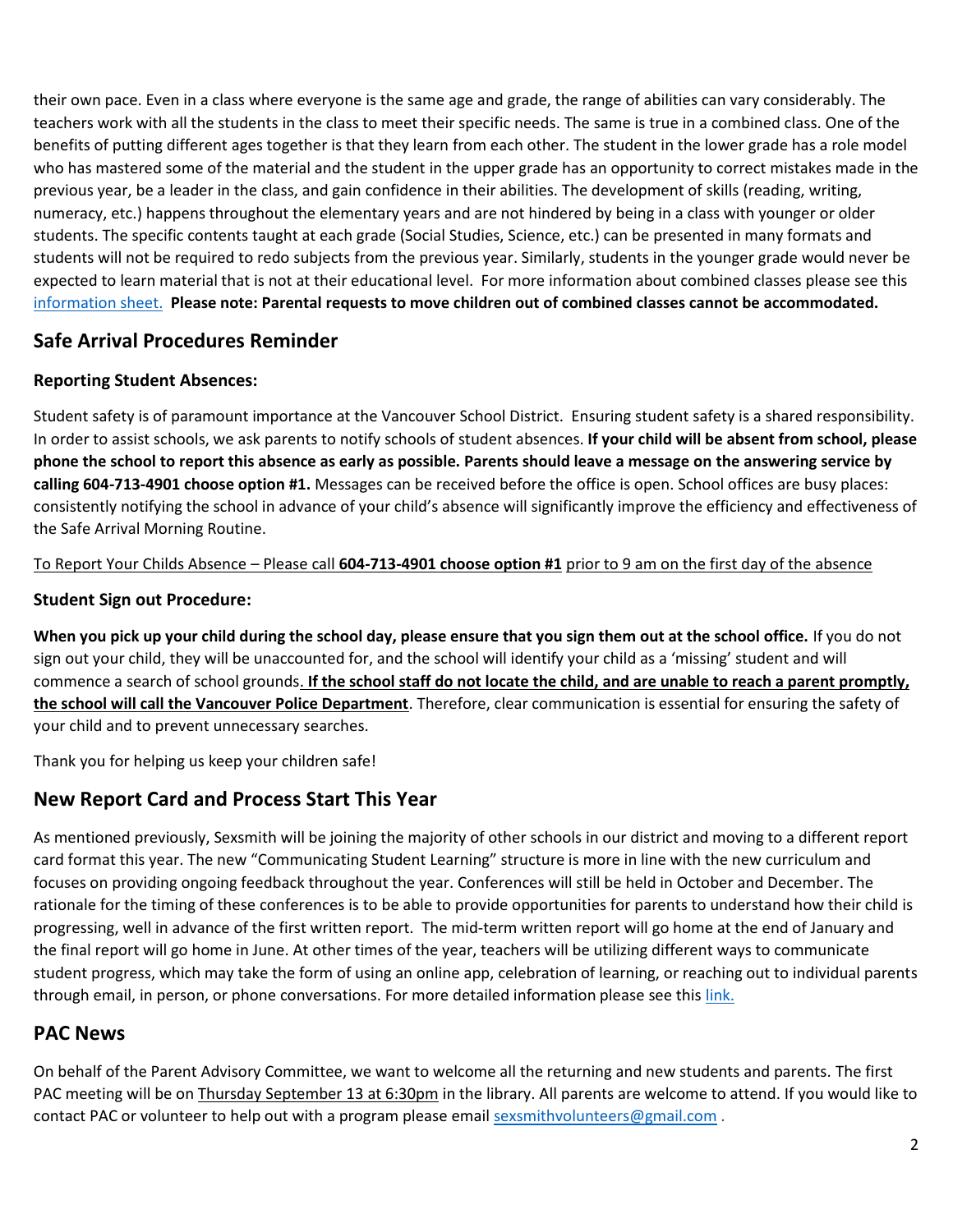their own pace. Even in a class where everyone is the same age and grade, the range of abilities can vary considerably. The teachers work with all the students in the class to meet their specific needs. The same is true in a combined class. One of the benefits of putting different ages together is that they learn from each other. The student in the lower grade has a role model who has mastered some of the material and the student in the upper grade has an opportunity to correct mistakes made in the previous year, be a leader in the class, and gain confidence in their abilities. The development of skills (reading, writing, numeracy, etc.) happens throughout the elementary years and are not hindered by being in a class with younger or older students. The specific contents taught at each grade (Social Studies, Science, etc.) can be presented in many formats and students will not be required to redo subjects from the previous year. Similarly, students in the younger grade would never be expected to learn material that is not at their educational level. For more information about combined classes please see this information sheet. **Please note: Parental requests to move children out of combined classes cannot be accommodated.**

## Safe Arrival Procedures Reminder

### Reporting Student Absences:

Student safety is of paramount importance at the Vancouver School District. Ensuring student safety is a shared responsibility. In order to assist schools, we ask parents to notify schools of student absences. **If your child will be absent from school, please phone the school to report this absence as early as possible. Parents should leave a message on the answering service by calling 604-713-4901 choose option #1.** Messages can be received before the office is open. School offices are busy places: consistently notifying the school in advance of your child's absence will significantly improve the efficiency and effectiveness of the Safe Arrival Morning Routine.

To Report Your Childs Absence – Please call **604-713-4901 choose option #1** prior to 9 am on the first day of the absence

### Student Sign out Procedure:

**When you pick up your child during the school day, please ensure that you sign them out at the school office.** If you do not sign out your child, they will be unaccounted for, and the school will identify your child as a 'missing' student and will commence a search of school grounds. **If the school staff do not locate the child, and are unable to reach a parent promptly, the school will call the Vancouver Police Department**. Therefore, clear communication is essential for ensuring the safety of your child and to prevent unnecessary searches.

Thank you for helping us keep your children safe!

## New Report Card and Process Start This Year

As mentioned previously, Sexsmith will be joining the majority of other schools in our district and moving to a different report card format this year. The new "Communicating Student Learning" structure is more in line with the new curriculum and focuses on providing ongoing feedback throughout the year. Conferences will still be held in October and December. The rationale for the timing of these conferences is to be able to provide opportunities for parents to understand how their child is progressing, well in advance of the first written report. The mid-term written report will go home at the end of January and the final report will go home in June. At other times of the year, teachers will be utilizing different ways to communicate student progress, which may take the form of using an online app, celebration of learning, or reaching out to individual parents through email, in person, or phone conversations. For more detailed information please see this link.

## PAC News

On behalf of the Parent Advisory Committee, we want to welcome all the returning and new students and parents. The first PAC meeting will be on Thursday September 13 at 6:30pm in the library. All parents are welcome to attend. If you would like to contact PAC or volunteer to help out with a program please email sexsmithvolunteers@gmail.com .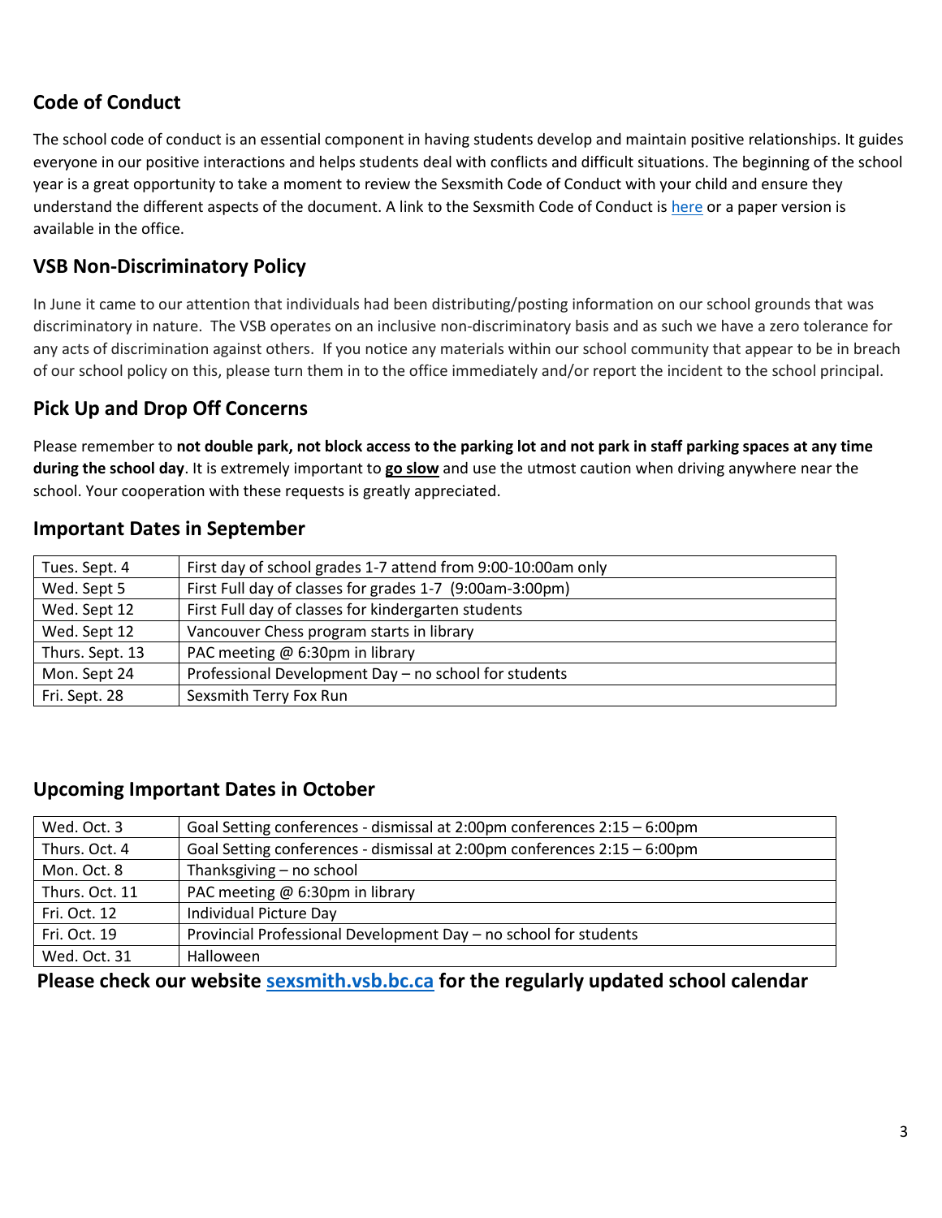## Code of Conduct

The school code of conduct is an essential component in having students develop and maintain positive relationships. It guides everyone in our positive interactions and helps students deal with conflicts and difficult situations. The beginning of the school year is a great opportunity to take a moment to review the Sexsmith Code of Conduct with your child and ensure they understand the different aspects of the document. A link to the Sexsmith Code of Conduct is here or a paper version is available in the office.

## VSB Non-Discriminatory Policy

In June it came to our attention that individuals had been distributing/posting information on our school grounds that was discriminatory in nature. The VSB operates on an inclusive non-discriminatory basis and as such we have a zero tolerance for any acts of discrimination against others. If you notice any materials within our school community that appear to be in breach of our school policy on this, please turn them in to the office immediately and/or report the incident to the school principal.

## Pick Up and Drop Off Concerns

Please remember to **not double park, not block access to the parking lot and not park in staff parking spaces at any time during the school day**. It is extremely important to **go slow** and use the utmost caution when driving anywhere near the school. Your cooperation with these requests is greatly appreciated.

## Important Dates in September

| | |
|---|---|
| Tues. Sept. 4 | First day of school grades 1-7 attend from 9:00-10:00am only |
| Wed. Sept 5 | First Full day of classes for grades 1-7 (9:00am-3:00pm) |
| Wed. Sept 12 | First Full day of classes for kindergarten students |
| Wed. Sept 12 | Vancouver Chess program starts in library |
| Thurs. Sept. 13 | PAC meeting @ 6:30pm in library |
| Mon. Sept 24 | Professional Development Day – no school for students |
| Fri. Sept. 28 | Sexsmith Terry Fox Run |

## Upcoming Important Dates in October

| | |
|---|---|
| Wed. Oct. 3 | Goal Setting conferences - dismissal at 2:00pm conferences 2:15 – 6:00pm |
| Thurs. Oct. 4 | Goal Setting conferences - dismissal at 2:00pm conferences 2:15 – 6:00pm |
| Mon. Oct. 8 | Thanksgiving – no school |
| Thurs. Oct. 11 | PAC meeting @ 6:30pm in library |
| Fri. Oct. 12 | Individual Picture Day |
| Fri. Oct. 19 | Provincial Professional Development Day – no school for students |
| Wed. Oct. 31 | Halloween |

**Please check our website sexsmith.vsb.bc.ca for the regularly updated school calendar**